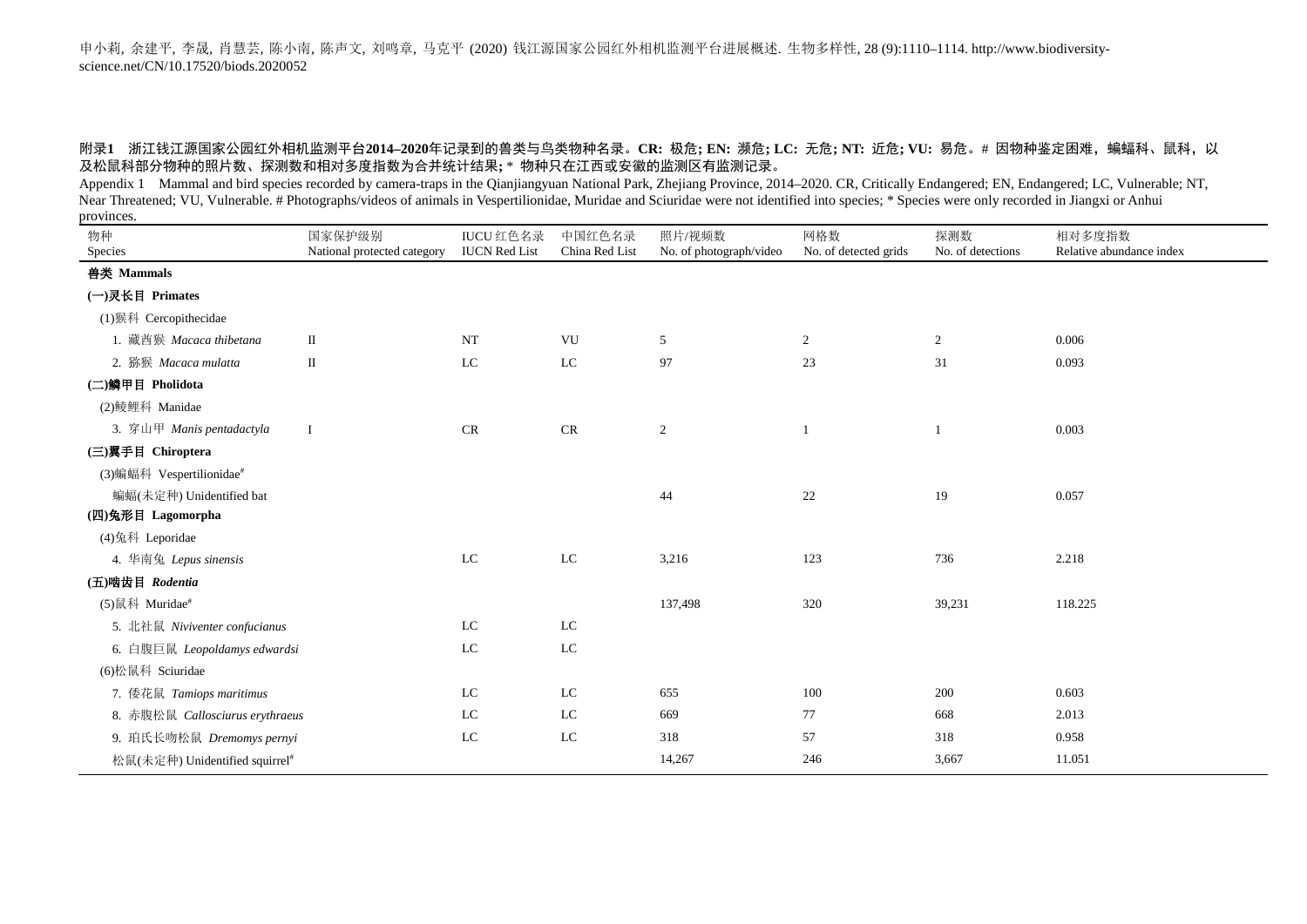申小莉, 余建平, 李晟, 肖慧芸, 陈小南, 陈声文, 刘鸣章, 马克平 (2020) 钱江源国家公园红外相机监测平台进展概述. 生物多样性, 28 (9):1110–1114. http://www.biodiversity-science.net/CN/10.17520/biods.2020052

**附录1　浙江钱江源国家公园红外相机监测平台2014–2020年记录到的兽类与鸟类物种名录。CR: 极危; EN: 濒危; LC: 无危; NT: 近危; VU: 易危。# 因物种鉴定困难，蝙蝠科、鼠科，以及松鼠科部分物种的照片数、探测数和相对多度指数为合并统计结果; * 物种只在江西或安徽的监测区有监测记录。**

Appendix 1　Mammal and bird species recorded by camera-traps in the Qianjiangyuan National Park, Zhejiang Province, 2014–2020. CR, Critically Endangered; EN, Endangered; LC, Vulnerable; NT, Near Threatened; VU, Vulnerable. # Photographs/videos of animals in Vespertilionidae, Muridae and Sciuridae were not identified into species; * Species were only recorded in Jiangxi or Anhui provinces.

| 物种 Species | 国家保护级别 National protected category | IUCU 红色名录 IUCN Red List | 中国红色名录 China Red List | 照片/视频数 No. of photograph/video | 网格数 No. of detected grids | 探测数 No. of detections | 相对多度指数 Relative abundance index |
|---|---|---|---|---|---|---|---|
| **兽类 Mammals** | | | | | | | |
| **(一)灵长目 Primates** | | | | | | | |
| (1)猴科 Cercopithecidae | | | | | | | |
| 1. 藏酋猴 *Macaca thibetana* | II | NT | VU | 5 | 2 | 2 | 0.006 |
| 2. 猕猴 *Macaca mulatta* | II | LC | LC | 97 | 23 | 31 | 0.093 |
| **(二)鳞甲目 Pholidota** | | | | | | | |
| (2)鲮鲤科 Manidae | | | | | | | |
| 3. 穿山甲 *Manis pentadactyla* | I | CR | CR | 2 | 1 | 1 | 0.003 |
| **(三)翼手目 Chiroptera** | | | | | | | |
| (3)蝙蝠科 Vespertilionidae# | | | | | | | |
| 蝙蝠(未定种) Unidentified bat | | | | 44 | 22 | 19 | 0.057 |
| **(四)兔形目 Lagomorpha** | | | | | | | |
| (4)兔科 Leporidae | | | | | | | |
| 4. 华南兔 *Lepus sinensis* | | LC | LC | 3,216 | 123 | 736 | 2.218 |
| **(五)啮齿目 *Rodentia*** | | | | | | | |
| (5)鼠科 Muridae# | | | | 137,498 | 320 | 39,231 | 118.225 |
| 5. 北社鼠 *Niviventer confucianus* | | LC | LC | | | | |
| 6. 白腹巨鼠 *Leopoldamys edwardsi* | | LC | LC | | | | |
| (6)松鼠科 Sciuridae | | | | | | | |
| 7. 倭花鼠 *Tamiops maritimus* | | LC | LC | 655 | 100 | 200 | 0.603 |
| 8. 赤腹松鼠 *Callosciurus erythraeus* | | LC | LC | 669 | 77 | 668 | 2.013 |
| 9. 珀氏长吻松鼠 *Dremomys pernyi* | | LC | LC | 318 | 57 | 318 | 0.958 |
| 松鼠(未定种) Unidentified squirrel# | | | | 14,267 | 246 | 3,667 | 11.051 |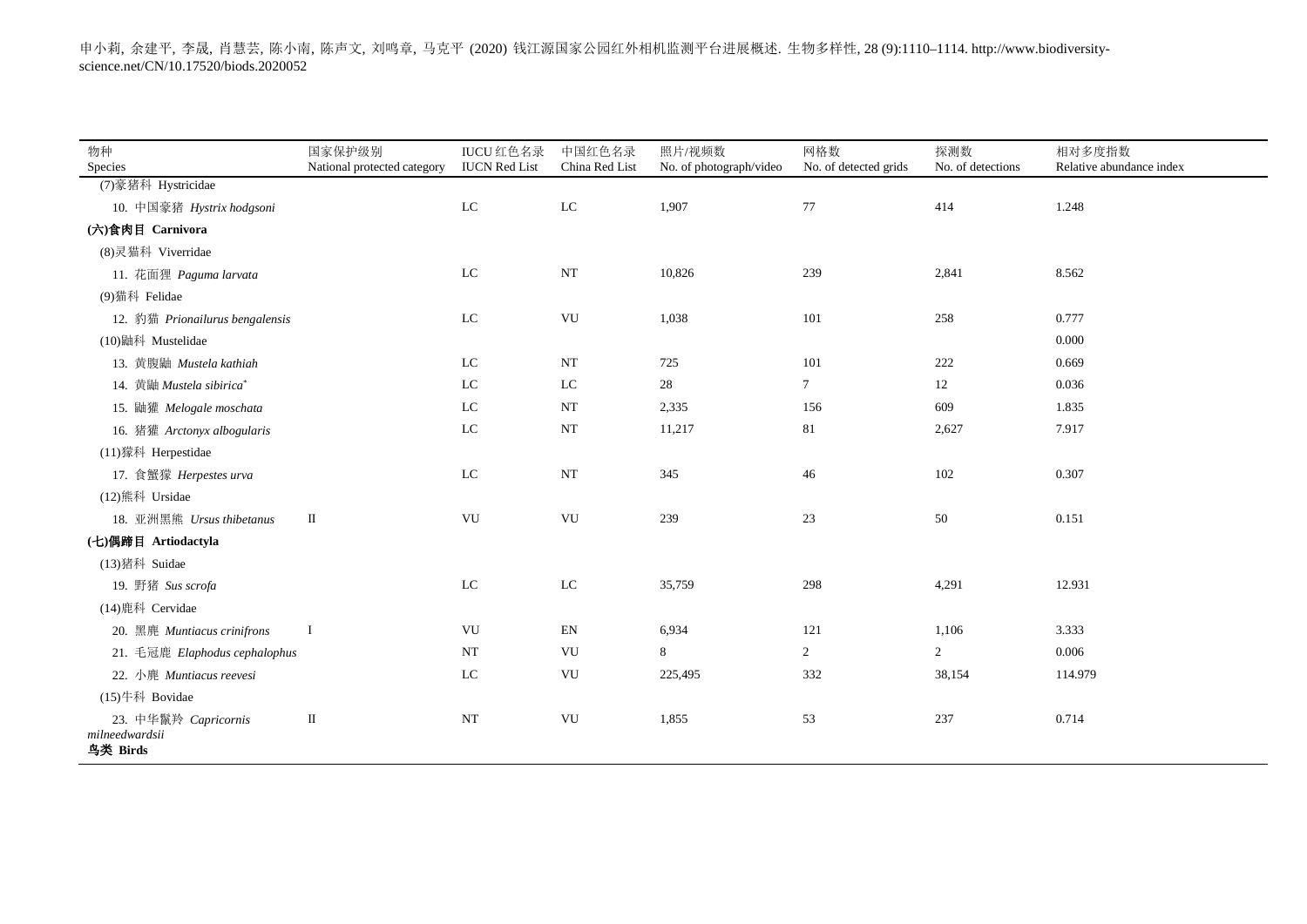| 物种<br>Species | 国家保护级别<br>National protected category | IUCU 红色名录<br>IUCN Red List | 中国红色名录<br>China Red List | 照片/视频数<br>No. of photograph/video | 网格数<br>No. of detected grids | 探测数<br>No. of detections | 相对多度指数<br>Relative abundance index |
|---|---|---|---|---|---|---|---|
| (7)豪猪科 Hystricidae | | | | | | | |
| 10. 中国豪猪 *Hystrix hodgsoni* | | LC | LC | 1,907 | 77 | 414 | 1.248 |
| **(六)食肉目 Carnivora** | | | | | | | |
| (8)灵猫科 Viverridae | | | | | | | |
| 11. 花面狸 *Paguma larvata* | | LC | NT | 10,826 | 239 | 2,841 | 8.562 |
| (9)猫科 Felidae | | | | | | | |
| 12. 豹猫 *Prionailurus bengalensis* | | LC | VU | 1,038 | 101 | 258 | 0.777 |
| (10)鼬科 Mustelidae | | | | | | | 0.000 |
| 13. 黄腹鼬 *Mustela kathiah* | | LC | NT | 725 | 101 | 222 | 0.669 |
| 14. 黄鼬 *Mustela sibirica*[*] | | LC | LC | 28 | 7 | 12 | 0.036 |
| 15. 鼬獾 *Melogale moschata* | | LC | NT | 2,335 | 156 | 609 | 1.835 |
| 16. 猪獾 *Arctonyx albogularis* | | LC | NT | 11,217 | 81 | 2,627 | 7.917 |
| (11)獴科 Herpestidae | | | | | | | |
| 17. 食蟹獴 *Herpestes urva* | | LC | NT | 345 | 46 | 102 | 0.307 |
| (12)熊科 Ursidae | | | | | | | |
| 18. 亚洲黑熊 *Ursus thibetanus* | II | VU | VU | 239 | 23 | 50 | 0.151 |
| **(七)偶蹄目 Artiodactyla** | | | | | | | |
| (13)猪科 Suidae | | | | | | | |
| 19. 野猪 *Sus scrofa* | | LC | LC | 35,759 | 298 | 4,291 | 12.931 |
| (14)鹿科 Cervidae | | | | | | | |
| 20. 黑麂 *Muntiacus crinifrons* | I | VU | EN | 6,934 | 121 | 1,106 | 3.333 |
| 21. 毛冠鹿 *Elaphodus cephalophus* | | NT | VU | 8 | 2 | 2 | 0.006 |
| 22. 小麂 *Muntiacus reevesi* | | LC | VU | 225,495 | 332 | 38,154 | 114.979 |
| (15)牛科 Bovidae | | | | | | | |
| 23. 中华鬣羚 *Capricornis milneedwardsii* | II | NT | VU | 1,855 | 53 | 237 | 0.714 |
| **鸟类 Birds** | | | | | | | |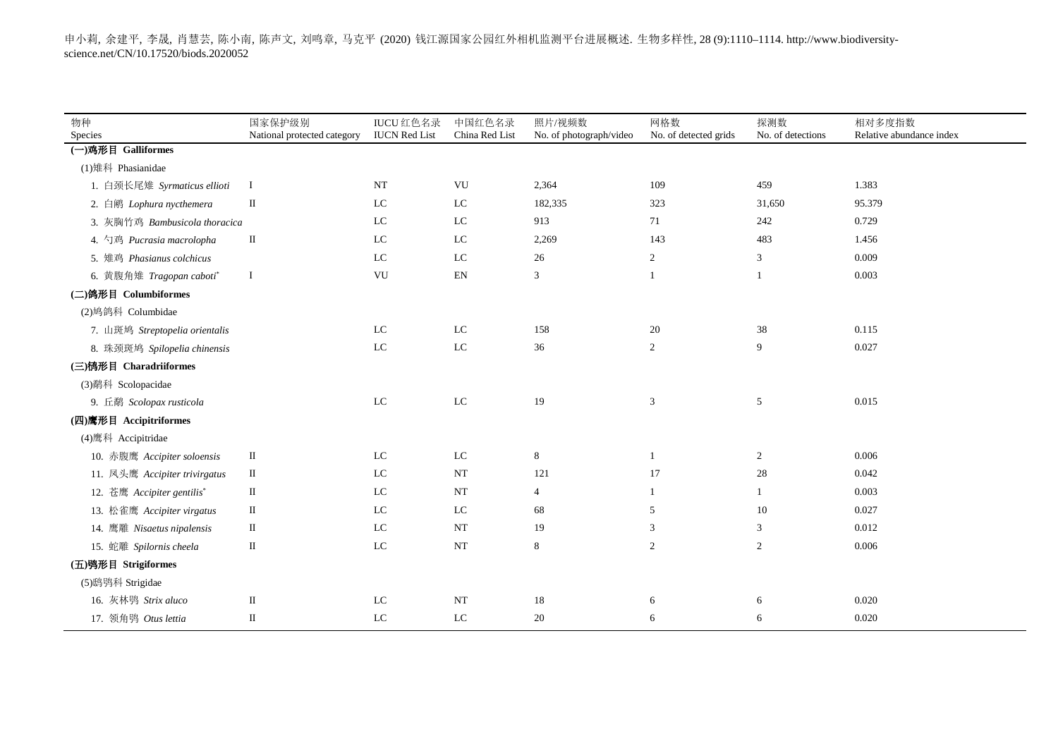申小莉, 余建平, 李晟, 肖慧芸, 陈小南, 陈声文, 刘鸣章, 马克平 (2020) 钱江源国家公园红外相机监测平台进展概述. 生物多样性, 28 (9):1110–1114. http://www.biodiversity-science.net/CN/10.17520/biods.2020052

| 物种<br>Species | 国家保护级别<br>National protected category | IUCU 红色名录<br>IUCN Red List | 中国红色名录<br>China Red List | 照片/视频数<br>No. of photograph/video | 网格数<br>No. of detected grids | 探测数<br>No. of detections | 相对多度指数<br>Relative abundance index |
|---|---|---|---|---|---|---|---|
| **(一)鸡形目 Galliformes** | | | | | | | |
| (1)雉科 Phasianidae | | | | | | | |
| 1. 白颈长尾雉 *Syrmaticus ellioti* | I | NT | VU | 2,364 | 109 | 459 | 1.383 |
| 2. 白鹇 *Lophura nycthemera* | II | LC | LC | 182,335 | 323 | 31,650 | 95.379 |
| 3. 灰胸竹鸡 *Bambusicola thoracica* | | LC | LC | 913 | 71 | 242 | 0.729 |
| 4. 勺鸡 *Pucrasia macrolopha* | II | LC | LC | 2,269 | 143 | 483 | 1.456 |
| 5. 雉鸡 *Phasianus colchicus* | | LC | LC | 26 | 2 | 3 | 0.009 |
| 6. 黄腹角雉 *Tragopan caboti** | I | VU | EN | 3 | 1 | 1 | 0.003 |
| **(二)鸽形目 Columbiformes** | | | | | | | |
| (2)鸠鸽科 Columbidae | | | | | | | |
| 7. 山斑鸠 *Streptopelia orientalis* | | LC | LC | 158 | 20 | 38 | 0.115 |
| 8. 珠颈斑鸠 *Spilopelia chinensis* | | LC | LC | 36 | 2 | 9 | 0.027 |
| **(三)鸻形目 Charadriiformes** | | | | | | | |
| (3)鹬科 Scolopacidae | | | | | | | |
| 9. 丘鹬 *Scolopax rusticola* | | LC | LC | 19 | 3 | 5 | 0.015 |
| **(四)鹰形目 Accipitriformes** | | | | | | | |
| (4)鹰科 Accipitridae | | | | | | | |
| 10. 赤腹鹰 *Accipiter soloensis* | II | LC | LC | 8 | 1 | 2 | 0.006 |
| 11. 凤头鹰 *Accipiter trivirgatus* | II | LC | NT | 121 | 17 | 28 | 0.042 |
| 12. 苍鹰 *Accipiter gentilis** | II | LC | NT | 4 | 1 | 1 | 0.003 |
| 13. 松雀鹰 *Accipiter virgatus* | II | LC | LC | 68 | 5 | 10 | 0.027 |
| 14. 鹰雕 *Nisaetus nipalensis* | II | LC | NT | 19 | 3 | 3 | 0.012 |
| 15. 蛇雕 *Spilornis cheela* | II | LC | NT | 8 | 2 | 2 | 0.006 |
| **(五)鸮形目 Strigiformes** | | | | | | | |
| (5)鸱鸮科 Strigidae | | | | | | | |
| 16. 灰林鸮 *Strix aluco* | II | LC | NT | 18 | 6 | 6 | 0.020 |
| 17. 领角鸮 *Otus lettia* | II | LC | LC | 20 | 6 | 6 | 0.020 |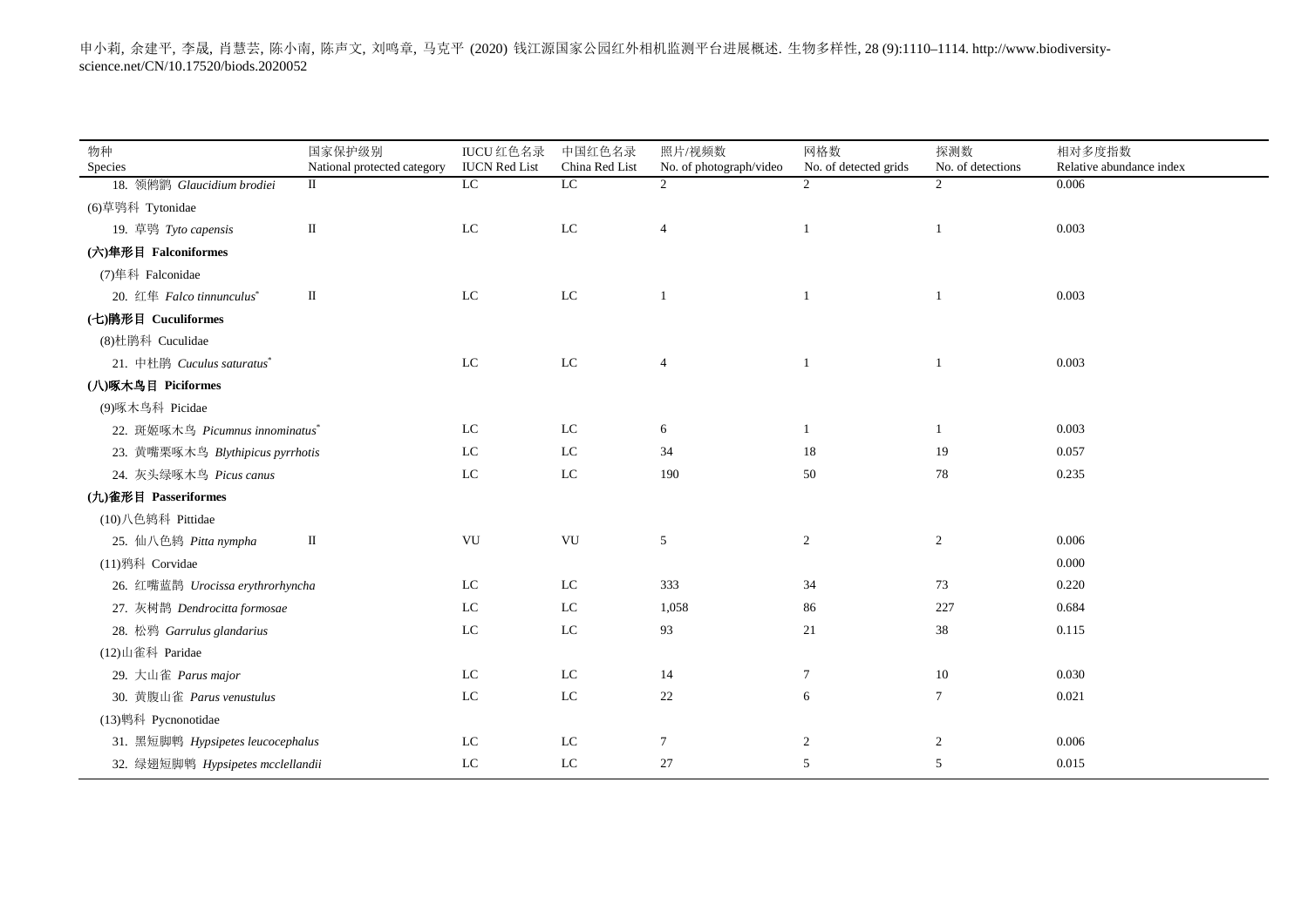申小莉, 余建平, 李晟, 肖慧芸, 陈小南, 陈声文, 刘鸣章, 马克平 (2020) 钱江源国家公园红外相机监测平台进展概述. 生物多样性, 28 (9):1110–1114. http://www.biodiversity-science.net/CN/10.17520/biods.2020052

| 物种<br>Species | 国家保护级别<br>National protected category | IUCU 红色名录<br>IUCN Red List | 中国红色名录<br>China Red List | 照片/视频数<br>No. of photograph/video | 网格数<br>No. of detected grids | 探测数<br>No. of detections | 相对多度指数<br>Relative abundance index |
|---|---|---|---|---|---|---|---|
| 18. 领鸺鹠 *Glaucidium brodiei* | II | LC | LC | 2 | 2 | 2 | 0.006 |
| (6)草鸮科 Tytonidae | | | | | | | |
| 19. 草鸮 *Tyto capensis* | II | LC | LC | 4 | 1 | 1 | 0.003 |
| **(六)隼形目 Falconiformes** | | | | | | | |
| (7)隼科 Falconidae | | | | | | | |
| 20. 红隼 *Falco tinnunculus*\* | II | LC | LC | 1 | 1 | 1 | 0.003 |
| **(七)鹃形目 Cuculiformes** | | | | | | | |
| (8)杜鹃科 Cuculidae | | | | | | | |
| 21. 中杜鹃 *Cuculus saturatus*\* | | LC | LC | 4 | 1 | 1 | 0.003 |
| **(八)啄木鸟目 Piciformes** | | | | | | | |
| (9)啄木鸟科 Picidae | | | | | | | |
| 22. 斑姬啄木鸟 *Picumnus innominatus*\* | | LC | LC | 6 | 1 | 1 | 0.003 |
| 23. 黄嘴栗啄木鸟 *Blythipicus pyrrhotis* | | LC | LC | 34 | 18 | 19 | 0.057 |
| 24. 灰头绿啄木鸟 *Picus canus* | | LC | LC | 190 | 50 | 78 | 0.235 |
| **(九)雀形目 Passeriformes** | | | | | | | |
| (10)八色鸫科 Pittidae | | | | | | | |
| 25. 仙八色鸫 *Pitta nympha* | II | VU | VU | 5 | 2 | 2 | 0.006 |
| (11)鸦科 Corvidae | | | | | | | 0.000 |
| 26. 红嘴蓝鹊 *Urocissa erythrorhyncha* | | LC | LC | 333 | 34 | 73 | 0.220 |
| 27. 灰树鹊 *Dendrocitta formosae* | | LC | LC | 1,058 | 86 | 227 | 0.684 |
| 28. 松鸦 *Garrulus glandarius* | | LC | LC | 93 | 21 | 38 | 0.115 |
| (12)山雀科 Paridae | | | | | | | |
| 29. 大山雀 *Parus major* | | LC | LC | 14 | 7 | 10 | 0.030 |
| 30. 黄腹山雀 *Parus venustulus* | | LC | LC | 22 | 6 | 7 | 0.021 |
| (13)鹎科 Pycnonotidae | | | | | | | |
| 31. 黑短脚鹎 *Hypsipetes leucocephalus* | | LC | LC | 7 | 2 | 2 | 0.006 |
| 32. 绿翅短脚鹎 *Hypsipetes mcclellandii* | | LC | LC | 27 | 5 | 5 | 0.015 |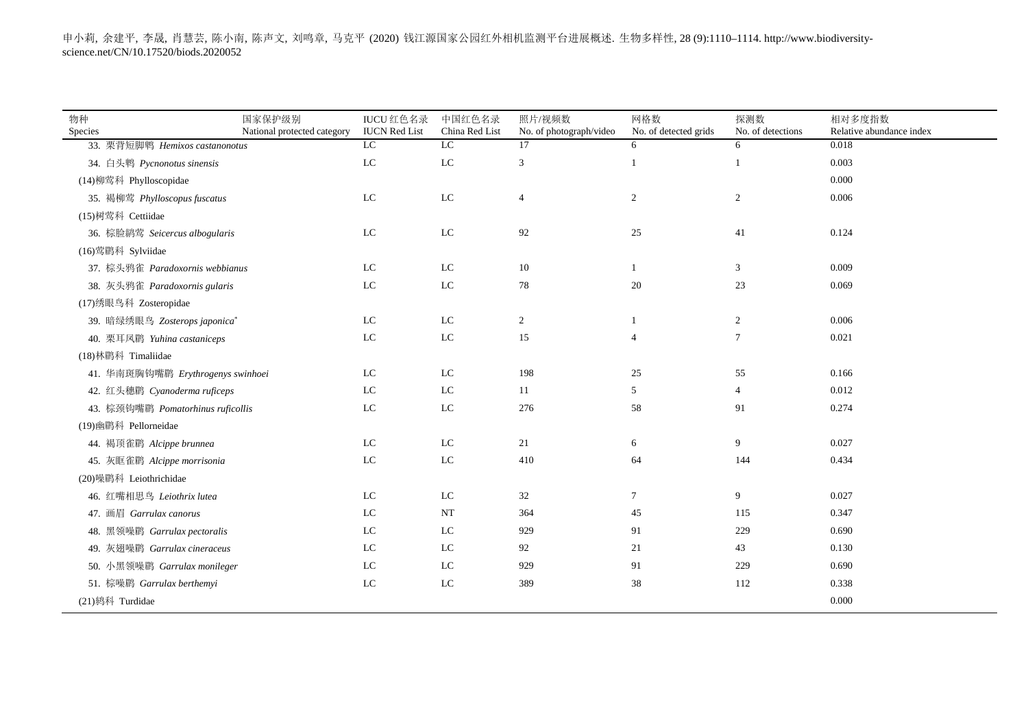| 物种<br>Species | 国家保护级别<br>National protected category | IUCU 红色名录<br>IUCN Red List | 中国红色名录<br>China Red List | 照片/视频数<br>No. of photograph/video | 网格数<br>No. of detected grids | 探测数<br>No. of detections | 相对多度指数<br>Relative abundance index |
|---|---|---|---|---|---|---|---|
| 33. 栗背短脚鹎 *Hemixos castanonotus* | | LC | LC | 17 | 6 | 6 | 0.018 |
| 34. 白头鹎 *Pycnonotus sinensis* | | LC | LC | 3 | 1 | 1 | 0.003 |
| (14)柳莺科 Phylloscopidae | | | | | | | 0.000 |
| 35. 褐柳莺 *Phylloscopus fuscatus* | | LC | LC | 4 | 2 | 2 | 0.006 |
| (15)树莺科 Cettiidae | | | | | | | |
| 36. 棕脸鹟莺 *Seicercus albogularis* | | LC | LC | 92 | 25 | 41 | 0.124 |
| (16)莺鹛科 Sylviidae | | | | | | | |
| 37. 棕头鸦雀 *Paradoxornis webbianus* | | LC | LC | 10 | 1 | 3 | 0.009 |
| 38. 灰头鸦雀 *Paradoxornis gularis* | | LC | LC | 78 | 20 | 23 | 0.069 |
| (17)绣眼鸟科 Zosteropidae | | | | | | | |
| 39. 暗绿绣眼鸟 *Zosterops japonica** | | LC | LC | 2 | 1 | 2 | 0.006 |
| 40. 栗耳凤鹛 *Yuhina castaniceps* | | LC | LC | 15 | 4 | 7 | 0.021 |
| (18)林鹛科 Timaliidae | | | | | | | |
| 41. 华南斑胸钩嘴鹛 *Erythrogenys swinhoei* | | LC | LC | 198 | 25 | 55 | 0.166 |
| 42. 红头穗鹛 *Cyanoderma ruficeps* | | LC | LC | 11 | 5 | 4 | 0.012 |
| 43. 棕颈钩嘴鹛 *Pomatorhinus ruficollis* | | LC | LC | 276 | 58 | 91 | 0.274 |
| (19)幽鹛科 Pellorneidae | | | | | | | |
| 44. 褐顶雀鹛 *Alcippe brunnea* | | LC | LC | 21 | 6 | 9 | 0.027 |
| 45. 灰眶雀鹛 *Alcippe morrisonia* | | LC | LC | 410 | 64 | 144 | 0.434 |
| (20)噪鹛科 Leiothrichidae | | | | | | | |
| 46. 红嘴相思鸟 *Leiothrix lutea* | | LC | LC | 32 | 7 | 9 | 0.027 |
| 47. 画眉 *Garrulax canorus* | | LC | NT | 364 | 45 | 115 | 0.347 |
| 48. 黑领噪鹛 *Garrulax pectoralis* | | LC | LC | 929 | 91 | 229 | 0.690 |
| 49. 灰翅噪鹛 *Garrulax cineraceus* | | LC | LC | 92 | 21 | 43 | 0.130 |
| 50. 小黑领噪鹛 *Garrulax monileger* | | LC | LC | 929 | 91 | 229 | 0.690 |
| 51. 棕噪鹛 *Garrulax berthemyi* | | LC | LC | 389 | 38 | 112 | 0.338 |
| (21)鸫科 Turdidae | | | | | | | 0.000 |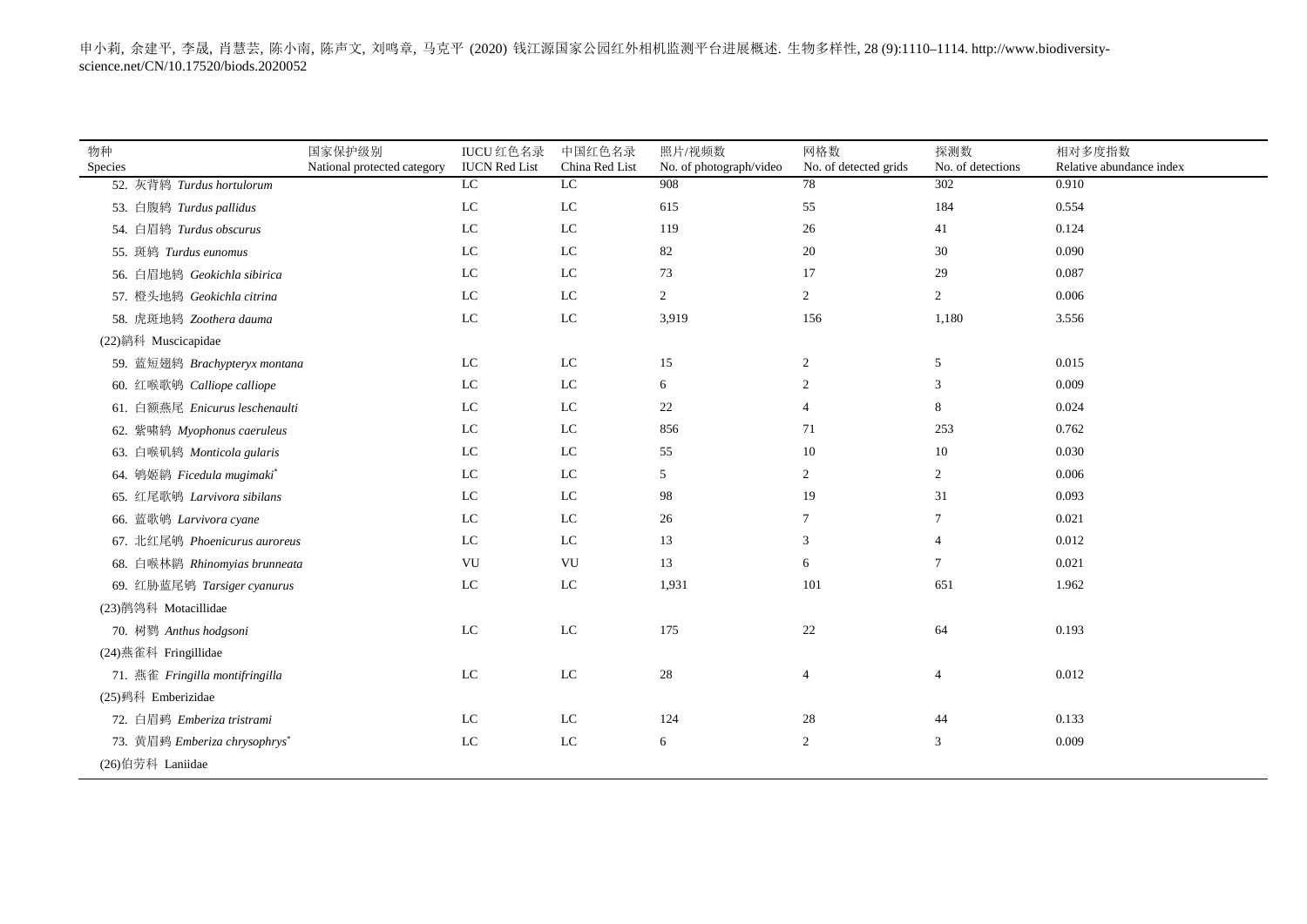| 物种<br>Species | 国家保护级别<br>National protected category | IUCU 红色名录<br>IUCN Red List | 中国红色名录<br>China Red List | 照片/视频数<br>No. of photograph/video | 网格数<br>No. of detected grids | 探测数<br>No. of detections | 相对多度指数<br>Relative abundance index |
|---|---|---|---|---|---|---|---|
| 52. 灰背鸫 *Turdus hortulorum* | | LC | LC | 908 | 78 | 302 | 0.910 |
| 53. 白腹鸫 *Turdus pallidus* | | LC | LC | 615 | 55 | 184 | 0.554 |
| 54. 白眉鸫 *Turdus obscurus* | | LC | LC | 119 | 26 | 41 | 0.124 |
| 55. 斑鸫 *Turdus eunomus* | | LC | LC | 82 | 20 | 30 | 0.090 |
| 56. 白眉地鸫 *Geokichla sibirica* | | LC | LC | 73 | 17 | 29 | 0.087 |
| 57. 橙头地鸫 *Geokichla citrina* | | LC | LC | 2 | 2 | 2 | 0.006 |
| 58. 虎斑地鸫 *Zoothera dauma* | | LC | LC | 3,919 | 156 | 1,180 | 3.556 |
| (22)鹟科 Muscicapidae | | | | | | | |
| 59. 蓝短翅鸫 *Brachypteryx montana* | | LC | LC | 15 | 2 | 5 | 0.015 |
| 60. 红喉歌鸲 *Calliope calliope* | | LC | LC | 6 | 2 | 3 | 0.009 |
| 61. 白额燕尾 *Enicurus leschenaulti* | | LC | LC | 22 | 4 | 8 | 0.024 |
| 62. 紫啸鸫 *Myophonus caeruleus* | | LC | LC | 856 | 71 | 253 | 0.762 |
| 63. 白喉矶鸫 *Monticola gularis* | | LC | LC | 55 | 10 | 10 | 0.030 |
| 64. 鸲姬鹟 *Ficedula mugimaki*\* | | LC | LC | 5 | 2 | 2 | 0.006 |
| 65. 红尾歌鸲 *Larvivora sibilans* | | LC | LC | 98 | 19 | 31 | 0.093 |
| 66. 蓝歌鸲 *Larvivora cyane* | | LC | LC | 26 | 7 | 7 | 0.021 |
| 67. 北红尾鸲 *Phoenicurus auroreus* | | LC | LC | 13 | 3 | 4 | 0.012 |
| 68. 白喉林鹟 *Rhinomyias brunneata* | | VU | VU | 13 | 6 | 7 | 0.021 |
| 69. 红胁蓝尾鸲 *Tarsiger cyanurus* | | LC | LC | 1,931 | 101 | 651 | 1.962 |
| (23)鹡鸰科 Motacillidae | | | | | | | |
| 70. 树鹨 *Anthus hodgsoni* | | LC | LC | 175 | 22 | 64 | 0.193 |
| (24)燕雀科 Fringillidae | | | | | | | |
| 71. 燕雀 *Fringilla montifringilla* | | LC | LC | 28 | 4 | 4 | 0.012 |
| (25)鹀科 Emberizidae | | | | | | | |
| 72. 白眉鹀 *Emberiza tristrami* | | LC | LC | 124 | 28 | 44 | 0.133 |
| 73. 黄眉鹀 *Emberiza chrysophrys*\* | | LC | LC | 6 | 2 | 3 | 0.009 |
| (26)伯劳科 Laniidae | | | | | | | |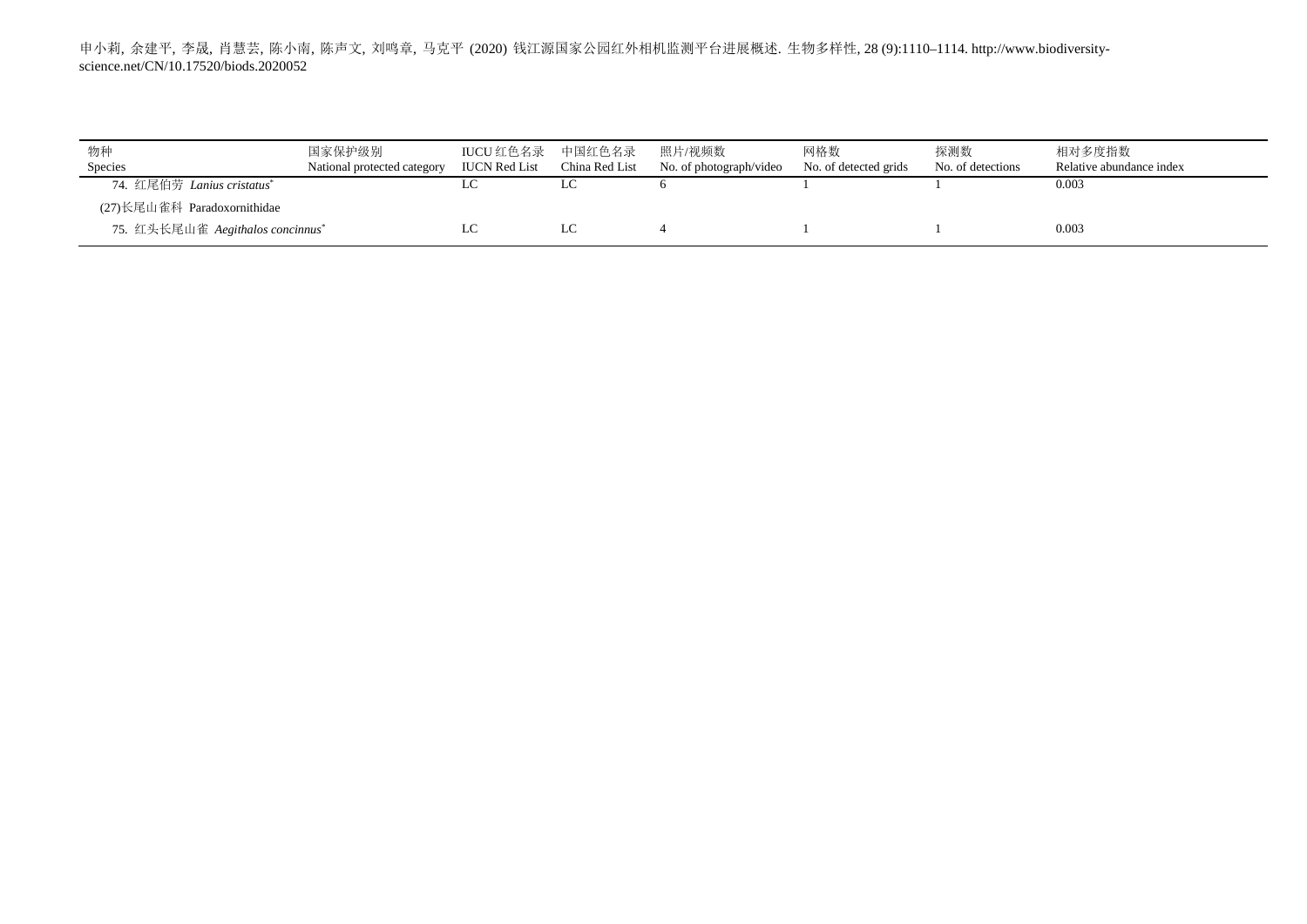| 物种<br>Species | 国家保护级别<br>National protected category | IUCU 红色名录<br>IUCN Red List | 中国红色名录<br>China Red List | 照片/视频数<br>No. of photograph/video | 网格数<br>No. of detected grids | 探测数<br>No. of detections | 相对多度指数<br>Relative abundance index |
|---|---|---|---|---|---|---|---|
| 74. 红尾伯劳 *Lanius cristatus** | | LC | LC | 6 | 1 | 1 | 0.003 |
| (27)长尾山雀科 Paradoxornithidae | | | | | | | |
| 75. 红头长尾山雀 *Aegithalos concinnus** | | LC | LC | 4 | 1 | 1 | 0.003 |